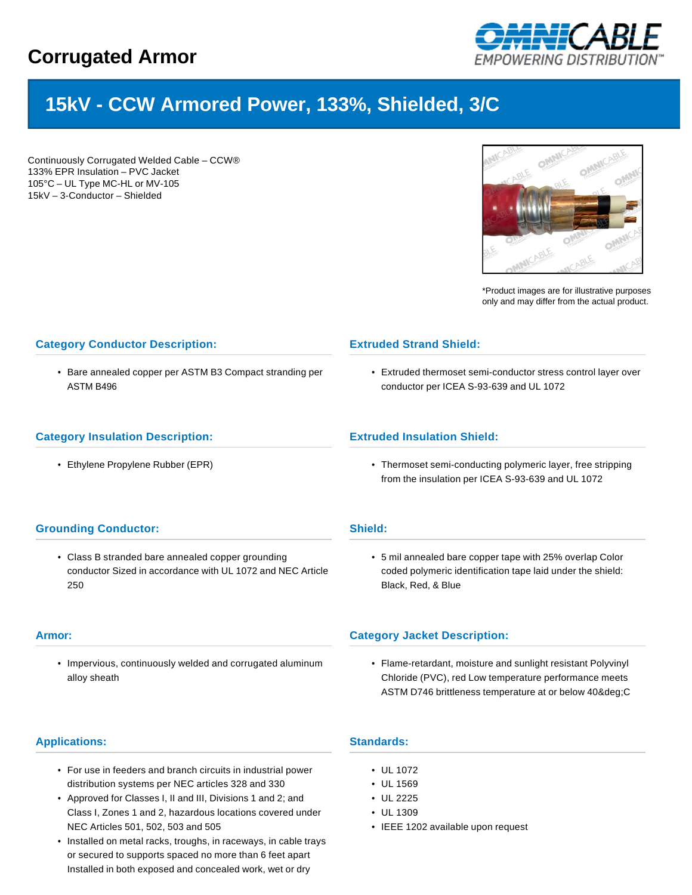# Corrugated Armor

## 15kV - CCW Armored Power, 133%, Shielded, 3/C

Continuously Corrugated Welded Cable – CCW®
133% EPR Insulation – PVC Jacket
105°C – UL Type MC-HL or MV-105
15kV – 3-Conductor – Shielded

*Product images are for illustrative purposes only and may differ from the actual product.

### Category Conductor Description:

- Bare annealed copper per ASTM B3 Compact stranding per ASTM B496

### Extruded Strand Shield:

- Extruded thermoset semi-conductor stress control layer over conductor per ICEA S-93-639 and UL 1072

### Category Insulation Description:

- Ethylene Propylene Rubber (EPR)

### Extruded Insulation Shield:

- Thermoset semi-conducting polymeric layer, free stripping from the insulation per ICEA S-93-639 and UL 1072

### Grounding Conductor:

- Class B stranded bare annealed copper grounding conductor Sized in accordance with UL 1072 and NEC Article 250

### Shield:

- 5 mil annealed bare copper tape with 25% overlap Color coded polymeric identification tape laid under the shield: Black, Red, & Blue

### Armor:

- Impervious, continuously welded and corrugated aluminum alloy sheath

### Category Jacket Description:

- Flame-retardant, moisture and sunlight resistant Polyvinyl Chloride (PVC), red Low temperature performance meets ASTM D746 brittleness temperature at or below 40&deg;C

### Applications:

- For use in feeders and branch circuits in industrial power distribution systems per NEC articles 328 and 330
- Approved for Classes I, II and III, Divisions 1 and 2; and Class I, Zones 1 and 2, hazardous locations covered under NEC Articles 501, 502, 503 and 505
- Installed on metal racks, troughs, in raceways, in cable trays or secured to supports spaced no more than 6 feet apart Installed in both exposed and concealed work, wet or dry

### Standards:

- UL 1072
- UL 1569
- UL 2225
- UL 1309
- IEEE 1202 available upon request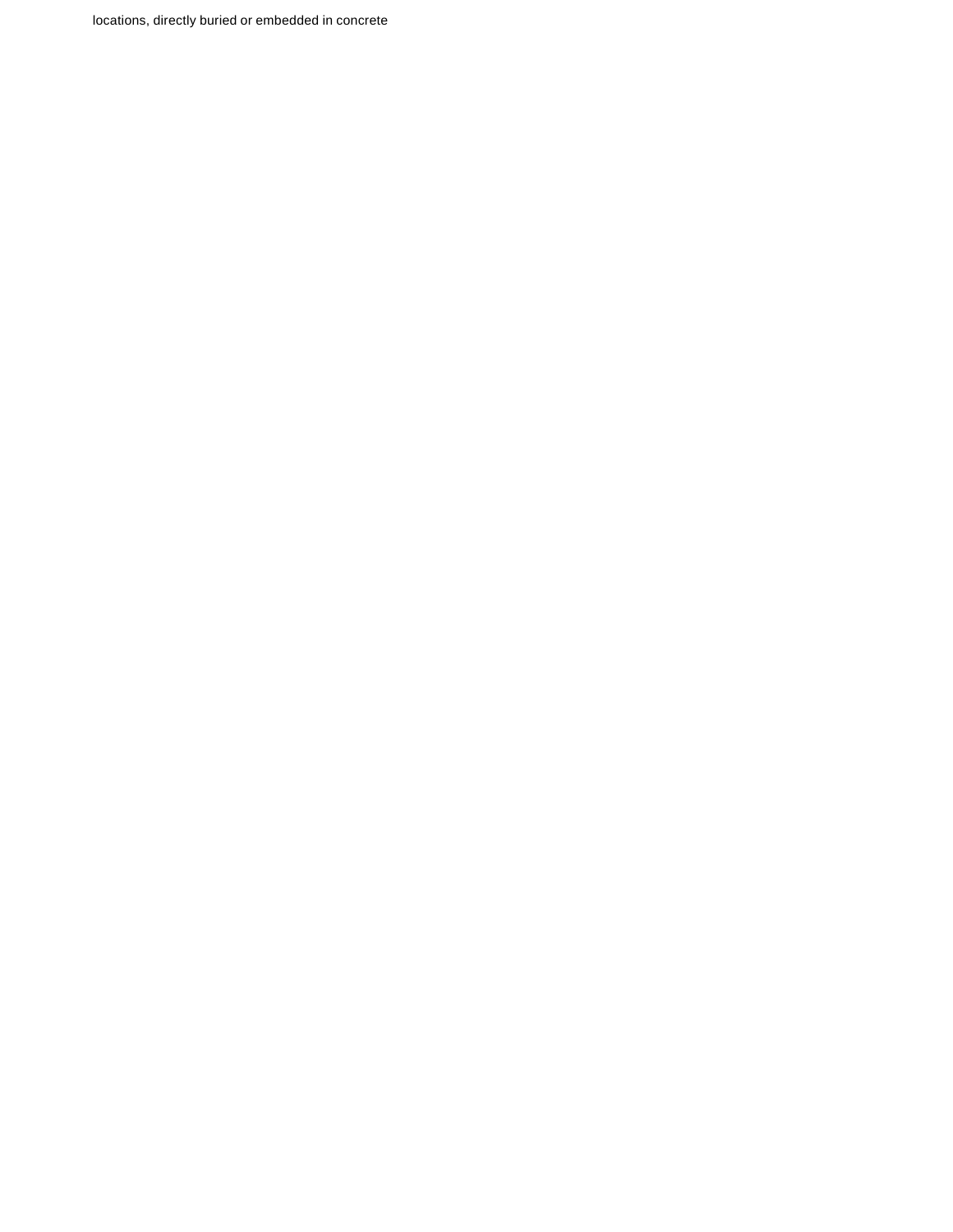locations, directly buried or embedded in concrete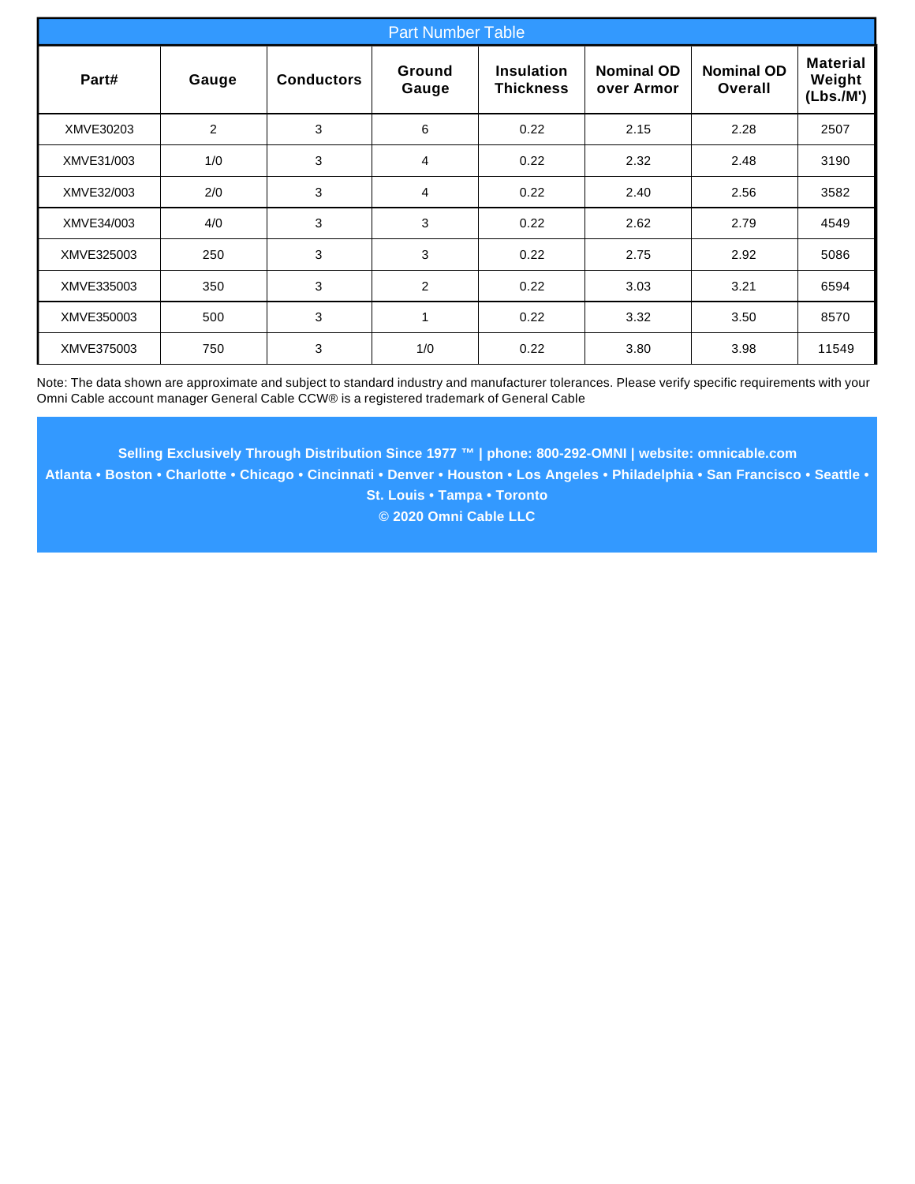## Part Number Table

| Part# | Gauge | Conductors | Ground Gauge | Insulation Thickness | Nominal OD over Armor | Nominal OD Overall | Material Weight (Lbs./M') |
|---|---|---|---|---|---|---|---|
| XMVE30203 | 2 | 3 | 6 | 0.22 | 2.15 | 2.28 | 2507 |
| XMVE31/003 | 1/0 | 3 | 4 | 0.22 | 2.32 | 2.48 | 3190 |
| XMVE32/003 | 2/0 | 3 | 4 | 0.22 | 2.40 | 2.56 | 3582 |
| XMVE34/003 | 4/0 | 3 | 3 | 0.22 | 2.62 | 2.79 | 4549 |
| XMVE325003 | 250 | 3 | 3 | 0.22 | 2.75 | 2.92 | 5086 |
| XMVE335003 | 350 | 3 | 2 | 0.22 | 3.03 | 3.21 | 6594 |
| XMVE350003 | 500 | 3 | 1 | 0.22 | 3.32 | 3.50 | 8570 |
| XMVE375003 | 750 | 3 | 1/0 | 0.22 | 3.80 | 3.98 | 11549 |

Note: The data shown are approximate and subject to standard industry and manufacturer tolerances. Please verify specific requirements with your Omni Cable account manager General Cable CCW® is a registered trademark of General Cable

**Selling Exclusively Through Distribution Since 1977 ™ | phone: 800-292-OMNI | website: omnicable.com**

**Atlanta • Boston • Charlotte • Chicago • Cincinnati • Denver • Houston • Los Angeles • Philadelphia • San Francisco • Seattle • St. Louis • Tampa • Toronto**

**© 2020 Omni Cable LLC**